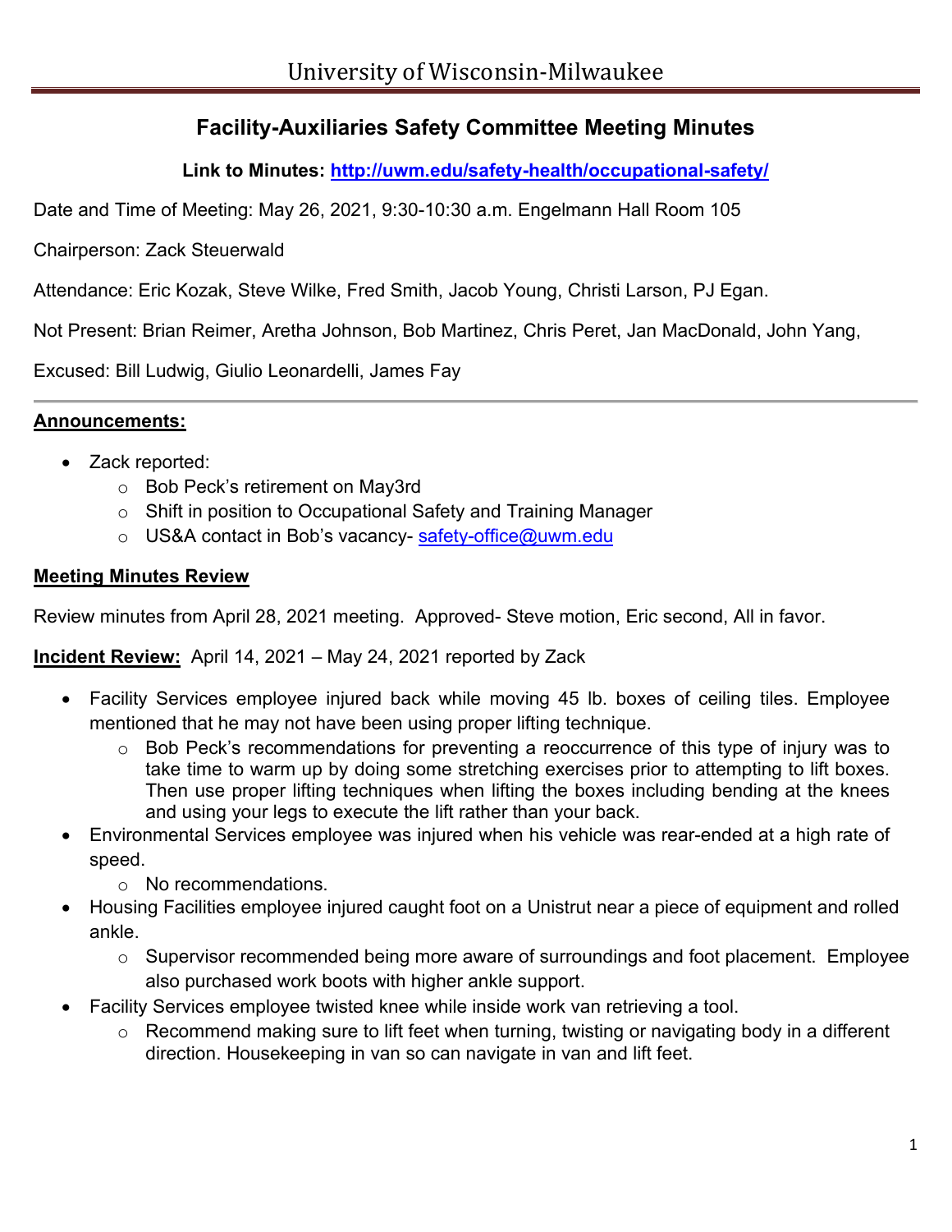University of Wisconsin-Milwaukee

# Facility-Auxiliaries Safety Committee Meeting Minutes

**Link to Minutes: [http://uwm.edu/safety-health/occupational-safety/](http://uwm.edu/safety-health/occupational-safety/)**

Date and Time of Meeting: May 26, 2021, 9:30-10:30 a.m. Engelmann Hall Room 105

Chairperson: Zack Steuerwald

Attendance: Eric Kozak, Steve Wilke, Fred Smith, Jacob Young, Christi Larson, PJ Egan.

Not Present: Brian Reimer, Aretha Johnson, Bob Martinez, Chris Peret, Jan MacDonald, John Yang,

Excused: Bill Ludwig, Giulio Leonardelli, James Fay

---

**Announcements:**

- Zack reported:
  - Bob Peck's retirement on May3rd
  - Shift in position to Occupational Safety and Training Manager
  - US&A contact in Bob's vacancy- [safety-office@uwm.edu](mailto:safety-office@uwm.edu)

**Meeting Minutes Review**

Review minutes from April 28, 2021 meeting. Approved- Steve motion, Eric second, All in favor.

**Incident Review:** April 14, 2021 – May 24, 2021 reported by Zack

- Facility Services employee injured back while moving 45 lb. boxes of ceiling tiles. Employee mentioned that he may not have been using proper lifting technique.
  - Bob Peck's recommendations for preventing a reoccurrence of this type of injury was to take time to warm up by doing some stretching exercises prior to attempting to lift boxes. Then use proper lifting techniques when lifting the boxes including bending at the knees and using your legs to execute the lift rather than your back.
- Environmental Services employee was injured when his vehicle was rear-ended at a high rate of speed.
  - No recommendations.
- Housing Facilities employee injured caught foot on a Unistrut near a piece of equipment and rolled ankle.
  - Supervisor recommended being more aware of surroundings and foot placement. Employee also purchased work boots with higher ankle support.
- Facility Services employee twisted knee while inside work van retrieving a tool.
  - Recommend making sure to lift feet when turning, twisting or navigating body in a different direction. Housekeeping in van so can navigate in van and lift feet.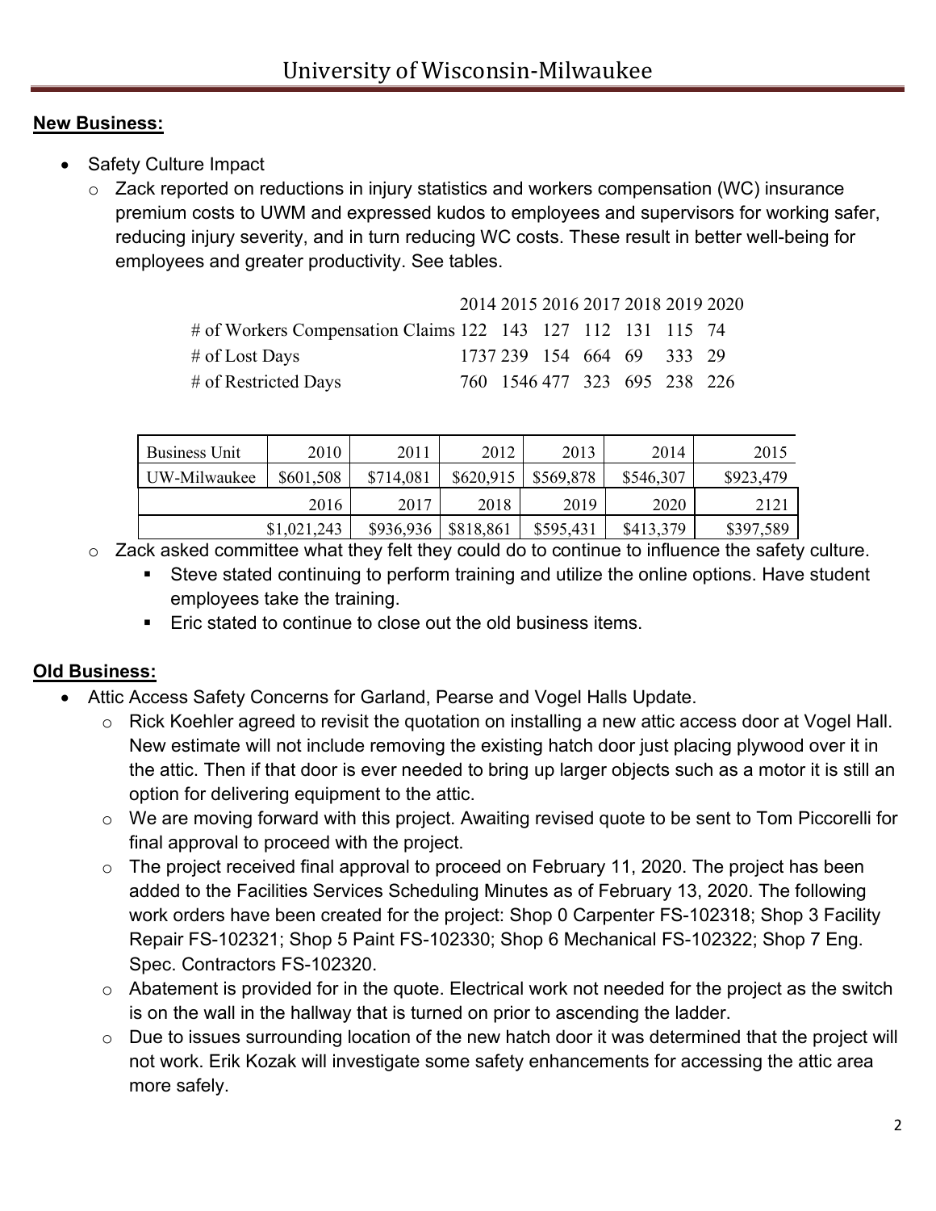**New Business:**

- Safety Culture Impact
  - Zack reported on reductions in injury statistics and workers compensation (WC) insurance premium costs to UWM and expressed kudos to employees and supervisors for working safer, reducing injury severity, and in turn reducing WC costs. These result in better well-being for employees and greater productivity. See tables.

| | 2014 | 2015 | 2016 | 2017 | 2018 | 2019 | 2020 |
|---|---|---|---|---|---|---|---|
| # of Workers Compensation Claims | 122 | 143 | 127 | 112 | 131 | 115 | 74 |
| # of Lost Days | 1737 | 239 | 154 | 664 | 69 | 333 | 29 |
| # of Restricted Days | 760 | 1546 | 477 | 323 | 695 | 238 | 226 |

| Business Unit | 2010 | 2011 | 2012 | 2013 | 2014 | 2015 |
|---|---|---|---|---|---|---|
| UW-Milwaukee | $601,508 | $714,081 | $620,915 | $569,878 | $546,307 | $923,479 |
| | 2016 | 2017 | 2018 | 2019 | 2020 | 2121 |
| | $1,021,243 | $936,936 | $818,861 | $595,431 | $413,379 | $397,589 |

  - Zack asked committee what they felt they could do to continue to influence the safety culture.
    - Steve stated continuing to perform training and utilize the online options. Have student employees take the training.
    - Eric stated to continue to close out the old business items.

**Old Business:**

- Attic Access Safety Concerns for Garland, Pearse and Vogel Halls Update.
  - Rick Koehler agreed to revisit the quotation on installing a new attic access door at Vogel Hall. New estimate will not include removing the existing hatch door just placing plywood over it in the attic. Then if that door is ever needed to bring up larger objects such as a motor it is still an option for delivering equipment to the attic.
  - We are moving forward with this project. Awaiting revised quote to be sent to Tom Piccorelli for final approval to proceed with the project.
  - The project received final approval to proceed on February 11, 2020. The project has been added to the Facilities Services Scheduling Minutes as of February 13, 2020. The following work orders have been created for the project: Shop 0 Carpenter FS-102318; Shop 3 Facility Repair FS-102321; Shop 5 Paint FS-102330; Shop 6 Mechanical FS-102322; Shop 7 Eng. Spec. Contractors FS-102320.
  - Abatement is provided for in the quote. Electrical work not needed for the project as the switch is on the wall in the hallway that is turned on prior to ascending the ladder.
  - Due to issues surrounding location of the new hatch door it was determined that the project will not work. Erik Kozak will investigate some safety enhancements for accessing the attic area more safely.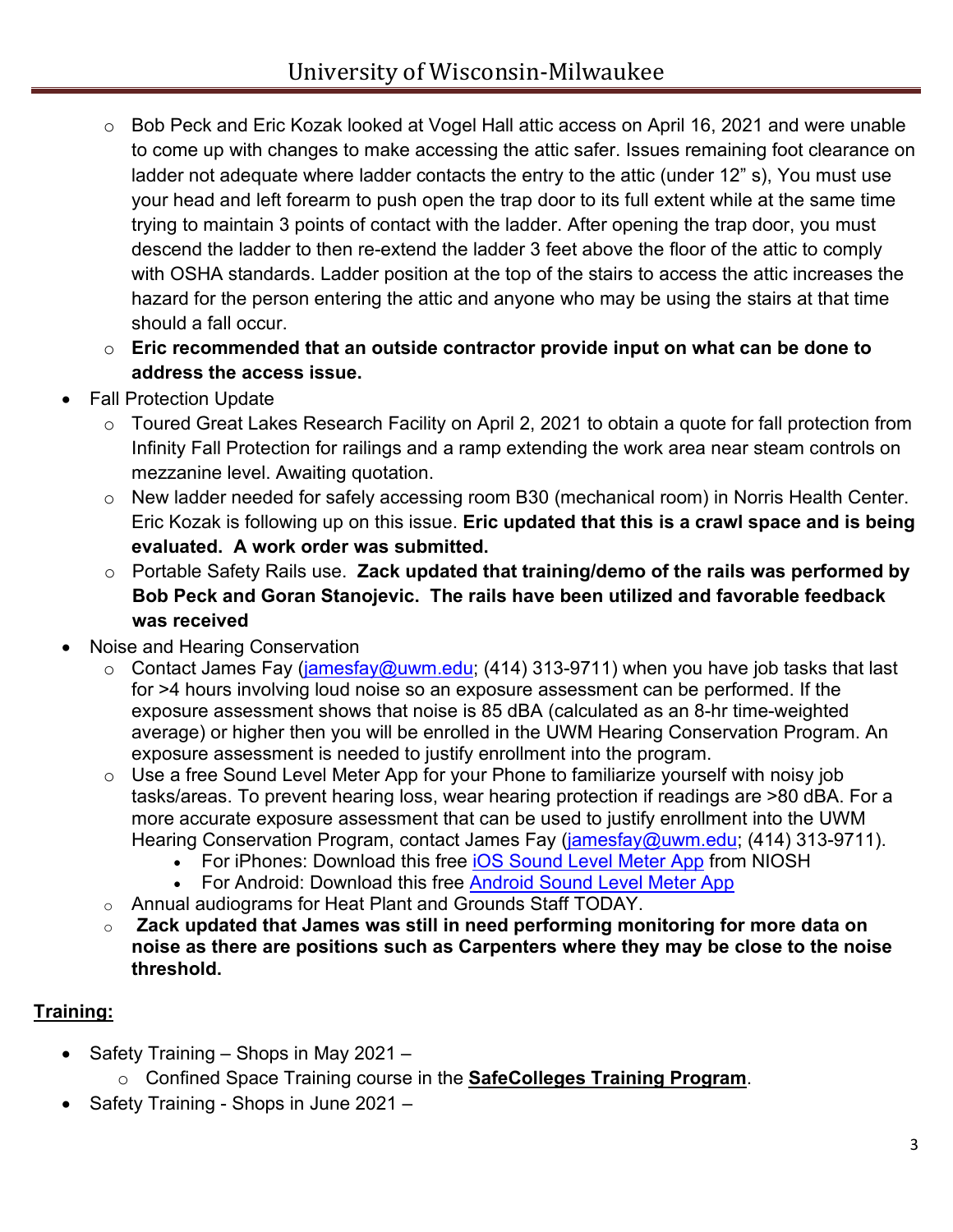- Bob Peck and Eric Kozak looked at Vogel Hall attic access on April 16, 2021 and were unable to come up with changes to make accessing the attic safer. Issues remaining foot clearance on ladder not adequate where ladder contacts the entry to the attic (under 12" s), You must use your head and left forearm to push open the trap door to its full extent while at the same time trying to maintain 3 points of contact with the ladder. After opening the trap door, you must descend the ladder to then re-extend the ladder 3 feet above the floor of the attic to comply with OSHA standards. Ladder position at the top of the stairs to access the attic increases the hazard for the person entering the attic and anyone who may be using the stairs at that time should a fall occur.
    - **Eric recommended that an outside contractor provide input on what can be done to address the access issue.**
- Fall Protection Update
    - Toured Great Lakes Research Facility on April 2, 2021 to obtain a quote for fall protection from Infinity Fall Protection for railings and a ramp extending the work area near steam controls on mezzanine level. Awaiting quotation.
    - New ladder needed for safely accessing room B30 (mechanical room) in Norris Health Center. Eric Kozak is following up on this issue. **Eric updated that this is a crawl space and is being evaluated. A work order was submitted.**
    - Portable Safety Rails use. **Zack updated that training/demo of the rails was performed by Bob Peck and Goran Stanojevic. The rails have been utilized and favorable feedback was received**
- Noise and Hearing Conservation
    - Contact James Fay (jamesfay@uwm.edu; (414) 313-9711) when you have job tasks that last for >4 hours involving loud noise so an exposure assessment can be performed. If the exposure assessment shows that noise is 85 dBA (calculated as an 8-hr time-weighted average) or higher then you will be enrolled in the UWM Hearing Conservation Program. An exposure assessment is needed to justify enrollment into the program.
    - Use a free Sound Level Meter App for your Phone to familiarize yourself with noisy job tasks/areas. To prevent hearing loss, wear hearing protection if readings are >80 dBA. For a more accurate exposure assessment that can be used to justify enrollment into the UWM Hearing Conservation Program, contact James Fay (jamesfay@uwm.edu; (414) 313-9711).
        - For iPhones: Download this free iOS Sound Level Meter App from NIOSH
        - For Android: Download this free Android Sound Level Meter App
    - Annual audiograms for Heat Plant and Grounds Staff TODAY.
    - **Zack updated that James was still in need performing monitoring for more data on noise as there are positions such as Carpenters where they may be close to the noise threshold.**

**<u>Training:</u>**

- Safety Training – Shops in May 2021 –
    - Confined Space Training course in the **<u>SafeColleges Training Program</u>**.
- Safety Training - Shops in June 2021 –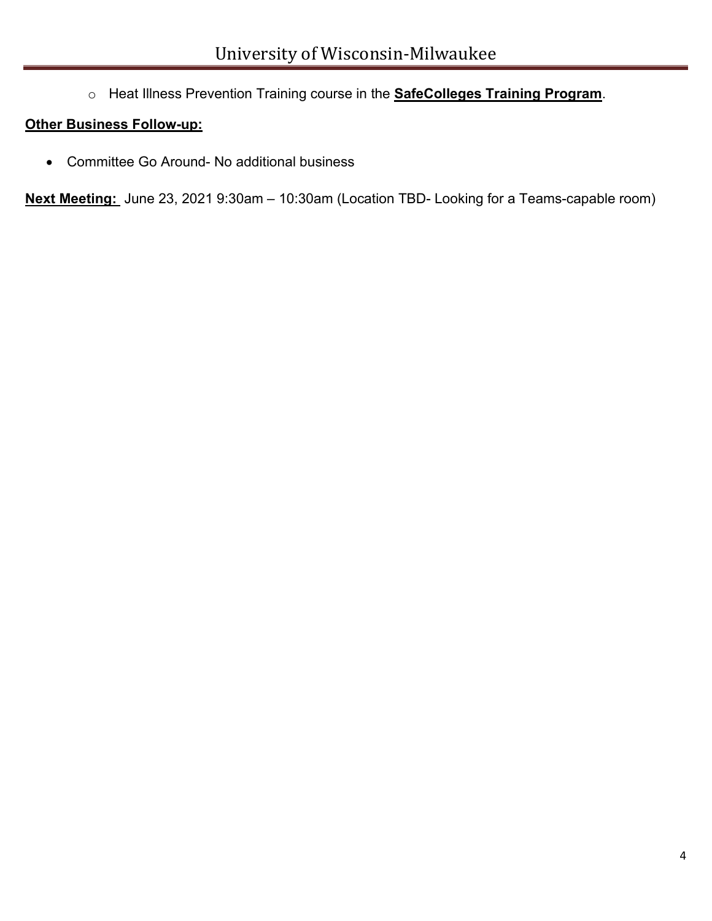- Heat Illness Prevention Training course in the **SafeColleges Training Program**.

**Other Business Follow-up:**

- Committee Go Around- No additional business

**Next Meeting:** June 23, 2021 9:30am – 10:30am (Location TBD- Looking for a Teams-capable room)